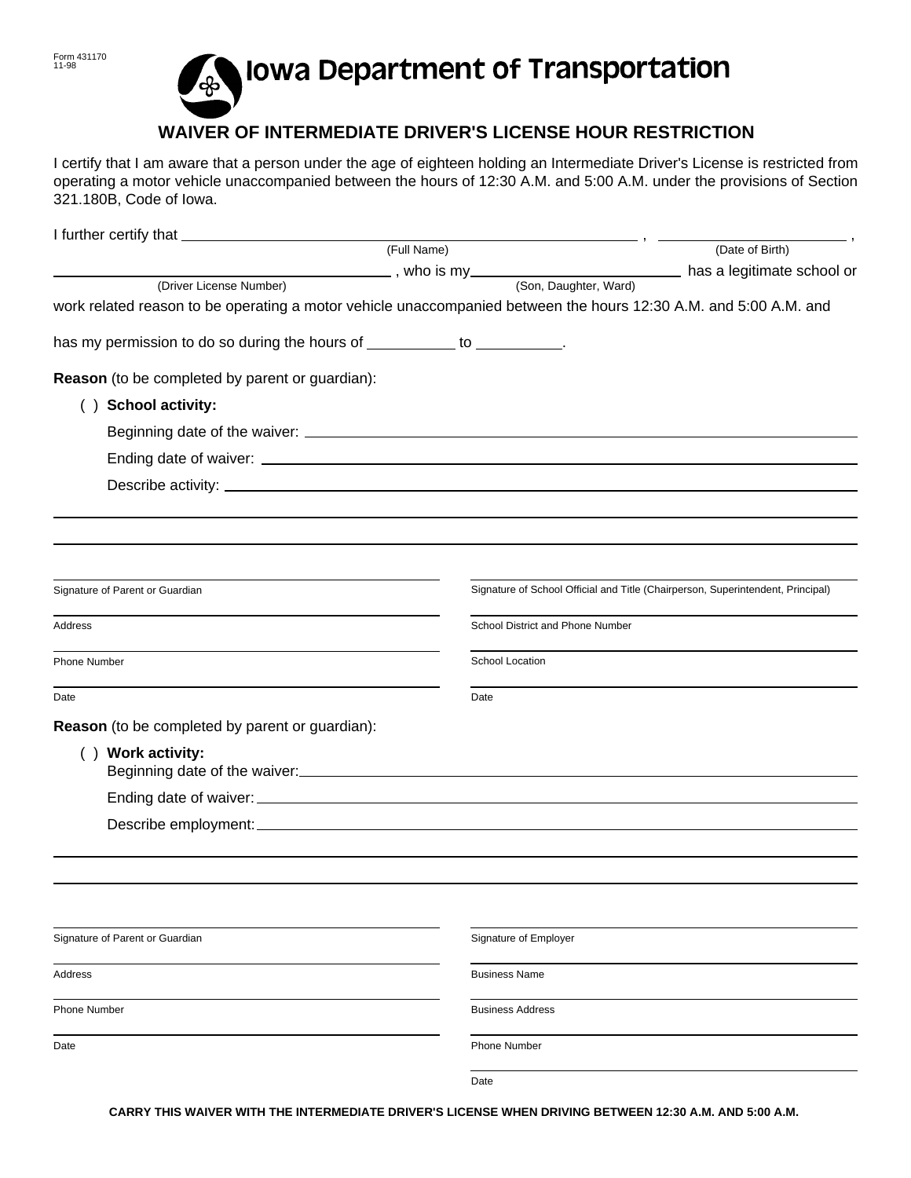Form 431170
11-98

# Iowa Department of Transportation

## WAIVER OF INTERMEDIATE DRIVER'S LICENSE HOUR RESTRICTION

I certify that I am aware that a person under the age of eighteen holding an Intermediate Driver's License is restricted from operating a motor vehicle unaccompanied between the hours of 12:30 A.M. and 5:00 A.M. under the provisions of Section 321.180B, Code of Iowa.

I further certify that ______________________________ (Full Name), ______________ (Date of Birth),

______________________ (Driver License Number), who is my ______________ (Son, Daughter, Ward) has a legitimate school or work related reason to be operating a motor vehicle unaccompanied between the hours 12:30 A.M. and 5:00 A.M. and

has my permission to do so during the hours of __________ to __________.

**Reason** (to be completed by parent or guardian):

( ) **School activity:**

Beginning date of the waiver: ______________________________

Ending date of waiver: ______________________________

Describe activity: ______________________________

______________________________

______________________________

| | |
|---|---|
| Signature of Parent or Guardian | Signature of School Official and Title (Chairperson, Superintendent, Principal) |
| Address | School District and Phone Number |
| Phone Number | School Location |
| Date | Date |

**Reason** (to be completed by parent or guardian):

( ) **Work activity:**

Beginning date of the waiver: ______________________________

Ending date of waiver: ______________________________

Describe employment: ______________________________

______________________________

______________________________

| | |
|---|---|
| Signature of Parent or Guardian | Signature of Employer |
| Address | Business Name |
| Phone Number | Business Address |
| Date | Phone Number |
| | Date |

**CARRY THIS WAIVER WITH THE INTERMEDIATE DRIVER'S LICENSE WHEN DRIVING BETWEEN 12:30 A.M. AND 5:00 A.M.**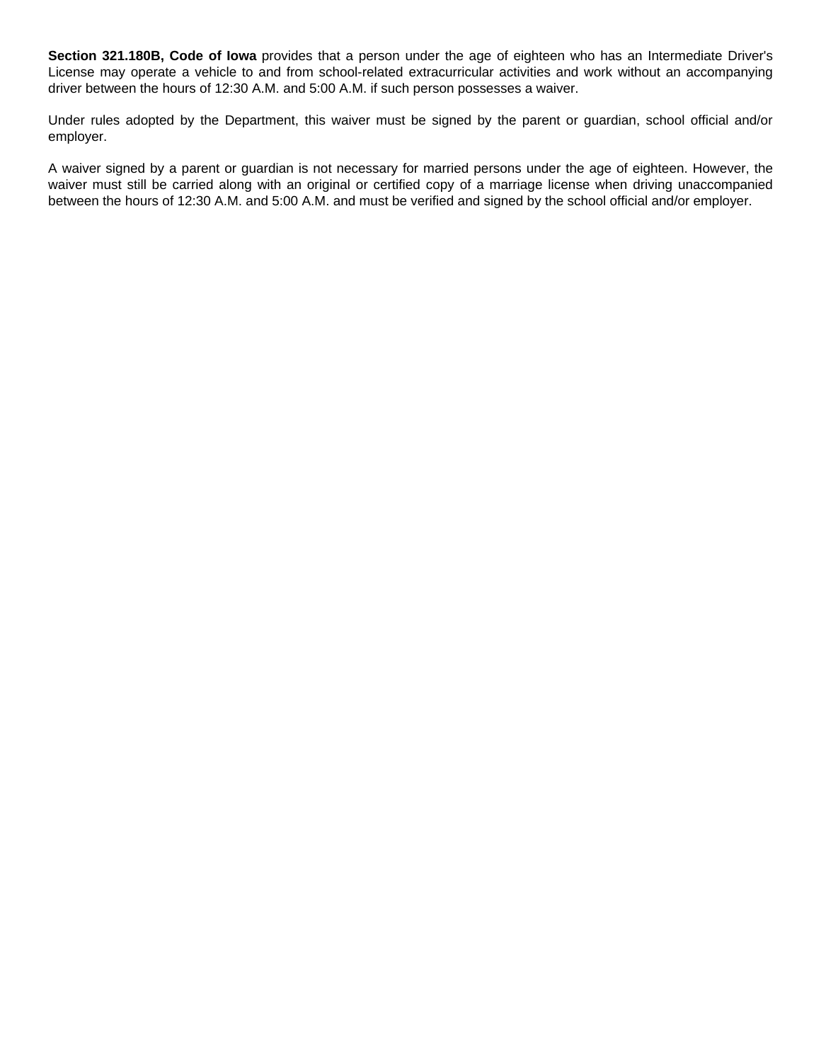**Section 321.180B, Code of Iowa** provides that a person under the age of eighteen who has an Intermediate Driver's License may operate a vehicle to and from school-related extracurricular activities and work without an accompanying driver between the hours of 12:30 A.M. and 5:00 A.M. if such person possesses a waiver.

Under rules adopted by the Department, this waiver must be signed by the parent or guardian, school official and/or employer.

A waiver signed by a parent or guardian is not necessary for married persons under the age of eighteen. However, the waiver must still be carried along with an original or certified copy of a marriage license when driving unaccompanied between the hours of 12:30 A.M. and 5:00 A.M. and must be verified and signed by the school official and/or employer.